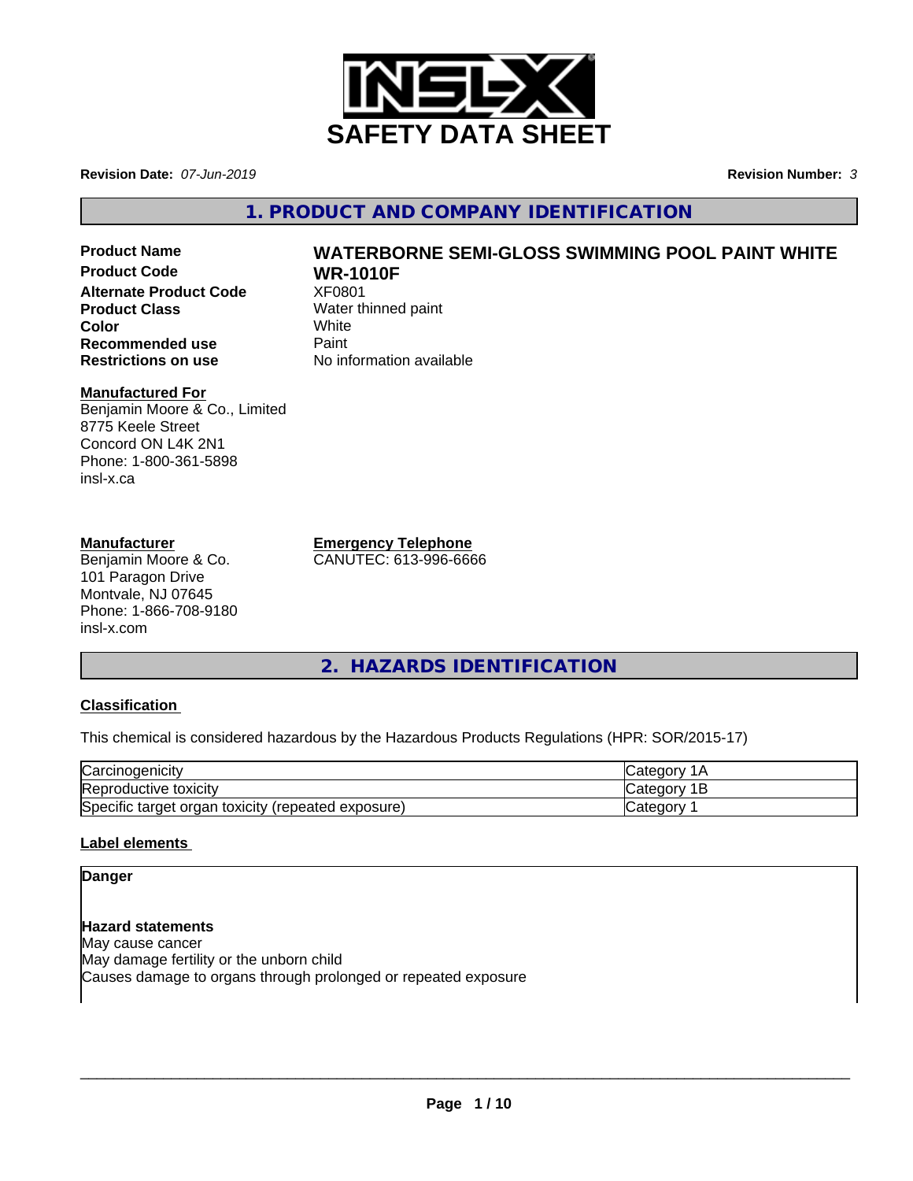# SAFETY DATA SHEET

**Revision Date:** *07-Jun-2019* **Revision Number:** *3*

## 1. PRODUCT AND COMPANY IDENTIFICATION

| | |
|---|---|
| **Product Name** | **WATERBORNE SEMI-GLOSS SWIMMING POOL PAINT WHITE** |
| **Product Code** | **WR-1010F** |
| **Alternate Product Code** | XF0801 |
| **Product Class** | Water thinned paint |
| **Color** | White |
| **Recommended use** | Paint |
| **Restrictions on use** | No information available |

**Manufactured For**
Benjamin Moore & Co., Limited
8775 Keele Street
Concord ON L4K 2N1
Phone: 1-800-361-5898
insl-x.ca

**Manufacturer**
Benjamin Moore & Co.
101 Paragon Drive
Montvale, NJ 07645
Phone: 1-866-708-9180
insl-x.com

**Emergency Telephone**
CANUTEC: 613-996-6666

## 2. HAZARDS IDENTIFICATION

**Classification**

This chemical is considered hazardous by the Hazardous Products Regulations (HPR: SOR/2015-17)

| | |
|---|---|
| Carcinogenicity | Category 1A |
| Reproductive toxicity | Category 1B |
| Specific target organ toxicity (repeated exposure) | Category 1 |

**Label elements**

**Danger**

**Hazard statements**
May cause cancer
May damage fertility or the unborn child
Causes damage to organs through prolonged or repeated exposure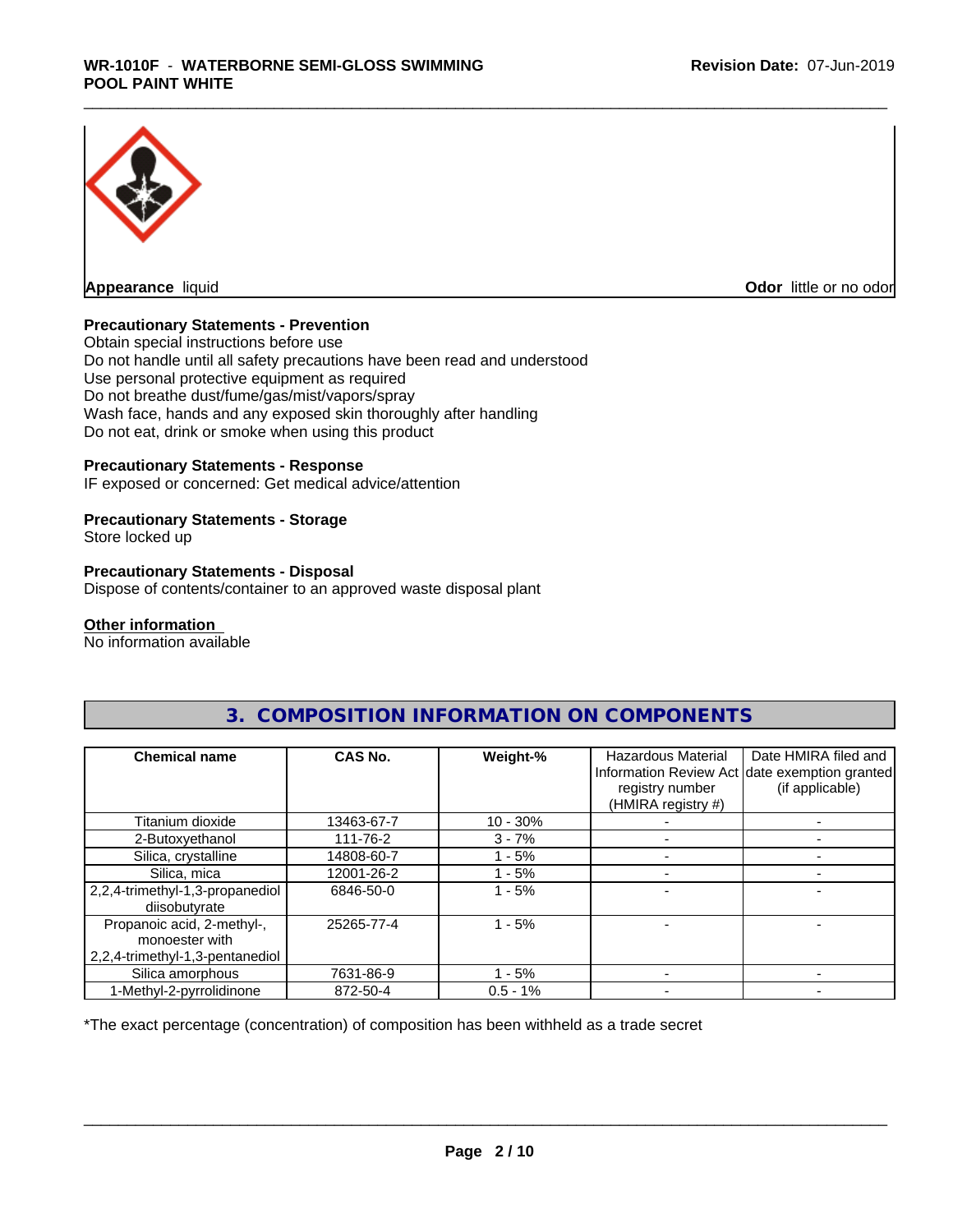**Appearance** liquid

**Odor** little or no odor

**Precautionary Statements - Prevention**

Obtain special instructions before use
Do not handle until all safety precautions have been read and understood
Use personal protective equipment as required
Do not breathe dust/fume/gas/mist/vapors/spray
Wash face, hands and any exposed skin thoroughly after handling
Do not eat, drink or smoke when using this product

**Precautionary Statements - Response**

IF exposed or concerned: Get medical advice/attention

**Precautionary Statements - Storage**

Store locked up

**Precautionary Statements - Disposal**

Dispose of contents/container to an approved waste disposal plant

**Other information**

No information available

## 3. COMPOSITION INFORMATION ON COMPONENTS

| Chemical name | CAS No. | Weight-% | Hazardous Material Information Review Act registry number (HMIRA registry #) | Date HMIRA filed and date exemption granted (if applicable) |
|---|---|---|---|---|
| Titanium dioxide | 13463-67-7 | 10 - 30% | - | - |
| 2-Butoxyethanol | 111-76-2 | 3 - 7% | - | - |
| Silica, crystalline | 14808-60-7 | 1 - 5% | - | - |
| Silica, mica | 12001-26-2 | 1 - 5% | - | - |
| 2,2,4-trimethyl-1,3-propanediol diisobutyrate | 6846-50-0 | 1 - 5% | - | - |
| Propanoic acid, 2-methyl-, monoester with 2,2,4-trimethyl-1,3-pentanediol | 25265-77-4 | 1 - 5% | - | - |
| Silica amorphous | 7631-86-9 | 1 - 5% | - | - |
| 1-Methyl-2-pyrrolidinone | 872-50-4 | 0.5 - 1% | - | - |

*The exact percentage (concentration) of composition has been withheld as a trade secret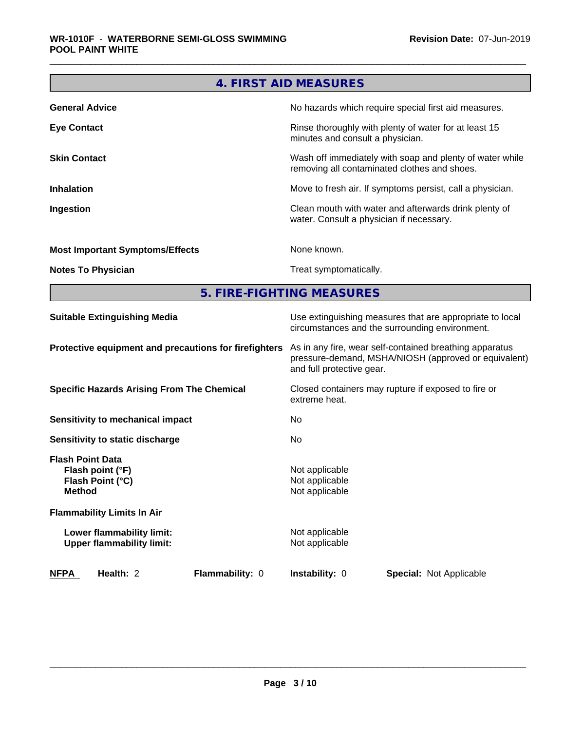## 4. FIRST AID MEASURES

| | |
|---|---|
| **General Advice** | No hazards which require special first aid measures. |
| **Eye Contact** | Rinse thoroughly with plenty of water for at least 15 minutes and consult a physician. |
| **Skin Contact** | Wash off immediately with soap and plenty of water while removing all contaminated clothes and shoes. |
| **Inhalation** | Move to fresh air. If symptoms persist, call a physician. |
| **Ingestion** | Clean mouth with water and afterwards drink plenty of water. Consult a physician if necessary. |
| **Most Important Symptoms/Effects** | None known. |
| **Notes To Physician** | Treat symptomatically. |

## 5. FIRE-FIGHTING MEASURES

| | |
|---|---|
| **Suitable Extinguishing Media** | Use extinguishing measures that are appropriate to local circumstances and the surrounding environment. |
| **Protective equipment and precautions for firefighters** | As in any fire, wear self-contained breathing apparatus pressure-demand, MSHA/NIOSH (approved or equivalent) and full protective gear. |
| **Specific Hazards Arising From The Chemical** | Closed containers may rupture if exposed to fire or extreme heat. |
| **Sensitivity to mechanical impact** | No |
| **Sensitivity to static discharge** | No |
| **Flash Point Data** | |
| **Flash point (°F)** | Not applicable |
| **Flash Point (°C)** | Not applicable |
| **Method** | Not applicable |
| **Flammability Limits In Air** | |
| **Lower flammability limit:** | Not applicable |
| **Upper flammability limit:** | Not applicable |

| **NFPA** | **Health:** 2 | **Flammability:** 0 | **Instability:** 0 | **Special:** Not Applicable |
|---|---|---|---|---|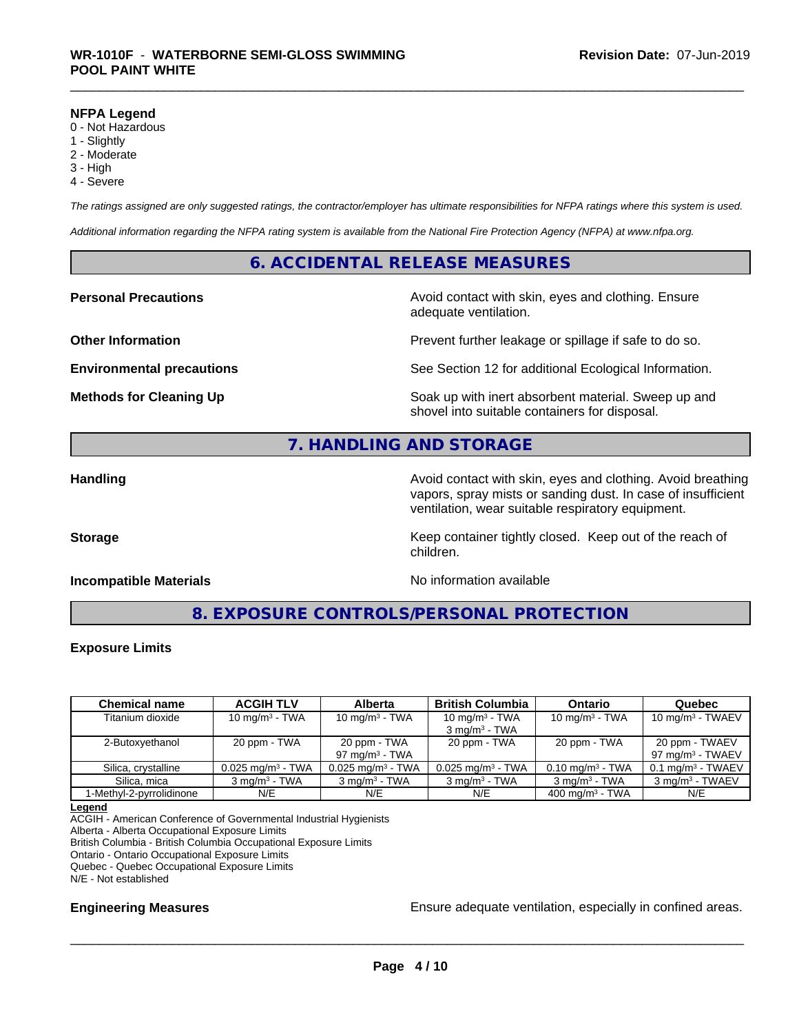**NFPA Legend**
0 - Not Hazardous
1 - Slightly
2 - Moderate
3 - High
4 - Severe

*The ratings assigned are only suggested ratings, the contractor/employer has ultimate responsibilities for NFPA ratings where this system is used.*

*Additional information regarding the NFPA rating system is available from the National Fire Protection Agency (NFPA) at www.nfpa.org.*

## 6. ACCIDENTAL RELEASE MEASURES

**Personal Precautions** — Avoid contact with skin, eyes and clothing. Ensure adequate ventilation.

**Other Information** — Prevent further leakage or spillage if safe to do so.

**Environmental precautions** — See Section 12 for additional Ecological Information.

**Methods for Cleaning Up** — Soak up with inert absorbent material. Sweep up and shovel into suitable containers for disposal.

## 7. HANDLING AND STORAGE

**Handling** — Avoid contact with skin, eyes and clothing. Avoid breathing vapors, spray mists or sanding dust. In case of insufficient ventilation, wear suitable respiratory equipment.

**Storage** — Keep container tightly closed. Keep out of the reach of children.

**Incompatible Materials** — No information available

## 8. EXPOSURE CONTROLS/PERSONAL PROTECTION

### Exposure Limits

| Chemical name | ACGIH TLV | Alberta | British Columbia | Ontario | Quebec |
|---|---|---|---|---|---|
| Titanium dioxide | 10 mg/m³ - TWA | 10 mg/m³ - TWA | 10 mg/m³ - TWA<br>3 mg/m³ - TWA | 10 mg/m³ - TWA | 10 mg/m³ - TWAEV |
| 2-Butoxyethanol | 20 ppm - TWA | 20 ppm - TWA<br>97 mg/m³ - TWA | 20 ppm - TWA | 20 ppm - TWA | 20 ppm - TWAEV<br>97 mg/m³ - TWAEV |
| Silica, crystalline | 0.025 mg/m³ - TWA | 0.025 mg/m³ - TWA | 0.025 mg/m³ - TWA | 0.10 mg/m³ - TWA | 0.1 mg/m³ - TWAEV |
| Silica, mica | 3 mg/m³ - TWA | 3 mg/m³ - TWA | 3 mg/m³ - TWA | 3 mg/m³ - TWA | 3 mg/m³ - TWAEV |
| 1-Methyl-2-pyrrolidinone | N/E | N/E | N/E | 400 mg/m³ - TWA | N/E |

**Legend**
ACGIH - American Conference of Governmental Industrial Hygienists
Alberta - Alberta Occupational Exposure Limits
British Columbia - British Columbia Occupational Exposure Limits
Ontario - Ontario Occupational Exposure Limits
Quebec - Quebec Occupational Exposure Limits
N/E - Not established

**Engineering Measures** — Ensure adequate ventilation, especially in confined areas.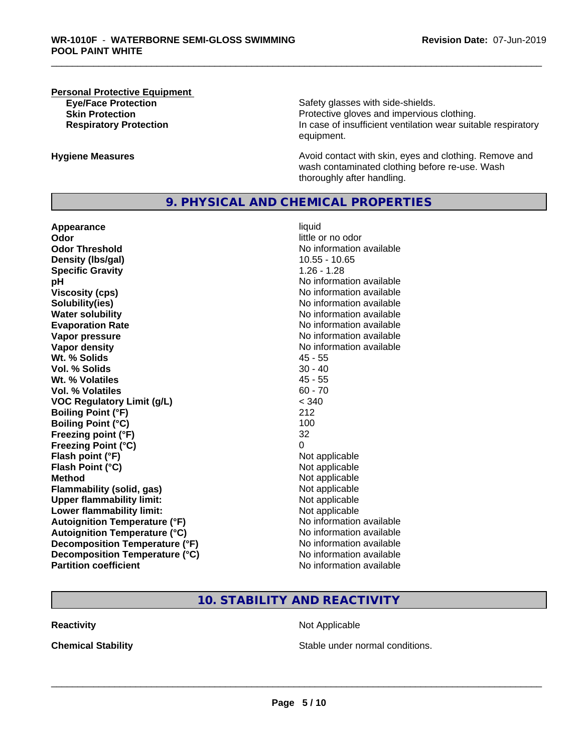**Personal Protective Equipment**

| | |
|---|---|
| **Eye/Face Protection** | Safety glasses with side-shields. |
| **Skin Protection** | Protective gloves and impervious clothing. |
| **Respiratory Protection** | In case of insufficient ventilation wear suitable respiratory equipment. |

| | |
|---|---|
| **Hygiene Measures** | Avoid contact with skin, eyes and clothing. Remove and wash contaminated clothing before re-use. Wash thoroughly after handling. |

## 9. PHYSICAL AND CHEMICAL PROPERTIES

| | |
|---|---|
| **Appearance** | liquid |
| **Odor** | little or no odor |
| **Odor Threshold** | No information available |
| **Density (lbs/gal)** | 10.55 - 10.65 |
| **Specific Gravity** | 1.26 - 1.28 |
| **pH** | No information available |
| **Viscosity (cps)** | No information available |
| **Solubility(ies)** | No information available |
| **Water solubility** | No information available |
| **Evaporation Rate** | No information available |
| **Vapor pressure** | No information available |
| **Vapor density** | No information available |
| **Wt. % Solids** | 45 - 55 |
| **Vol. % Solids** | 30 - 40 |
| **Wt. % Volatiles** | 45 - 55 |
| **Vol. % Volatiles** | 60 - 70 |
| **VOC Regulatory Limit (g/L)** | < 340 |
| **Boiling Point (°F)** | 212 |
| **Boiling Point (°C)** | 100 |
| **Freezing point (°F)** | 32 |
| **Freezing Point (°C)** | 0 |
| **Flash point (°F)** | Not applicable |
| **Flash Point (°C)** | Not applicable |
| **Method** | Not applicable |
| **Flammability (solid, gas)** | Not applicable |
| **Upper flammability limit:** | Not applicable |
| **Lower flammability limit:** | Not applicable |
| **Autoignition Temperature (°F)** | No information available |
| **Autoignition Temperature (°C)** | No information available |
| **Decomposition Temperature (°F)** | No information available |
| **Decomposition Temperature (°C)** | No information available |
| **Partition coefficient** | No information available |

## 10. STABILITY AND REACTIVITY

| | |
|---|---|
| **Reactivity** | Not Applicable |
| **Chemical Stability** | Stable under normal conditions. |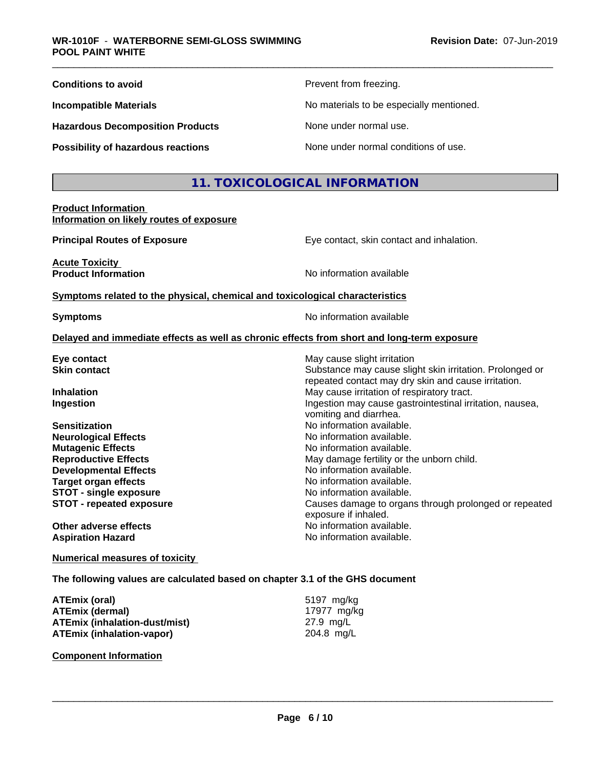| | |
|---|---|
| **Conditions to avoid** | Prevent from freezing. |
| **Incompatible Materials** | No materials to be especially mentioned. |
| **Hazardous Decomposition Products** | None under normal use. |
| **Possibility of hazardous reactions** | None under normal conditions of use. |

## 11. TOXICOLOGICAL INFORMATION

**Product Information**
**Information on likely routes of exposure**

| | |
|---|---|
| **Principal Routes of Exposure** | Eye contact, skin contact and inhalation. |

**Acute Toxicity**

| | |
|---|---|
| **Product Information** | No information available |

**Symptoms related to the physical, chemical and toxicological characteristics**

| | |
|---|---|
| **Symptoms** | No information available |

**Delayed and immediate effects as well as chronic effects from short and long-term exposure**

| | |
|---|---|
| **Eye contact** | May cause slight irritation |
| **Skin contact** | Substance may cause slight skin irritation. Prolonged or repeated contact may dry skin and cause irritation. |
| **Inhalation** | May cause irritation of respiratory tract. |
| **Ingestion** | Ingestion may cause gastrointestinal irritation, nausea, vomiting and diarrhea. |
| **Sensitization** | No information available. |
| **Neurological Effects** | No information available. |
| **Mutagenic Effects** | No information available. |
| **Reproductive Effects** | May damage fertility or the unborn child. |
| **Developmental Effects** | No information available. |
| **Target organ effects** | No information available. |
| **STOT - single exposure** | No information available. |
| **STOT - repeated exposure** | Causes damage to organs through prolonged or repeated exposure if inhaled. |
| **Other adverse effects** | No information available. |
| **Aspiration Hazard** | No information available. |

**Numerical measures of toxicity**

**The following values are calculated based on chapter 3.1 of the GHS document**

| | |
|---|---|
| **ATEmix (oral)** | 5197 mg/kg |
| **ATEmix (dermal)** | 17977 mg/kg |
| **ATEmix (inhalation-dust/mist)** | 27.9 mg/L |
| **ATEmix (inhalation-vapor)** | 204.8 mg/L |

**Component Information**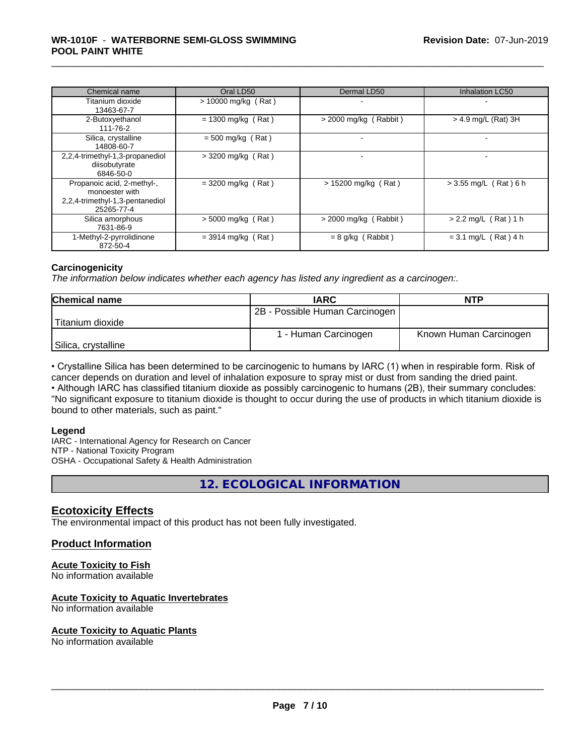| Chemical name | Oral LD50 | Dermal LD50 | Inhalation LC50 |
|---|---|---|---|
| Titanium dioxide 13463-67-7 | > 10000 mg/kg ( Rat ) | - | - |
| 2-Butoxyethanol 111-76-2 | = 1300 mg/kg ( Rat ) | > 2000 mg/kg ( Rabbit ) | > 4.9 mg/L (Rat) 3H |
| Silica, crystalline 14808-60-7 | = 500 mg/kg ( Rat ) | - | - |
| 2,2,4-trimethyl-1,3-propanediol diisobutyrate 6846-50-0 | > 3200 mg/kg ( Rat ) | - | - |
| Propanoic acid, 2-methyl-, monoester with 2,2,4-trimethyl-1,3-pentanediol 25265-77-4 | = 3200 mg/kg ( Rat ) | > 15200 mg/kg ( Rat ) | > 3.55 mg/L ( Rat ) 6 h |
| Silica amorphous 7631-86-9 | > 5000 mg/kg ( Rat ) | > 2000 mg/kg ( Rabbit ) | > 2.2 mg/L ( Rat ) 1 h |
| 1-Methyl-2-pyrrolidinone 872-50-4 | = 3914 mg/kg ( Rat ) | = 8 g/kg ( Rabbit ) | = 3.1 mg/L ( Rat ) 4 h |

**Carcinogenicity**

*The information below indicates whether each agency has listed any ingredient as a carcinogen:.*

| Chemical name | IARC | NTP |
|---|---|---|
| Titanium dioxide | 2B - Possible Human Carcinogen | |
| Silica, crystalline | 1 - Human Carcinogen | Known Human Carcinogen |

• Crystalline Silica has been determined to be carcinogenic to humans by IARC (1) when in respirable form. Risk of cancer depends on duration and level of inhalation exposure to spray mist or dust from sanding the dried paint.
• Although IARC has classified titanium dioxide as possibly carcinogenic to humans (2B), their summary concludes: "No significant exposure to titanium dioxide is thought to occur during the use of products in which titanium dioxide is bound to other materials, such as paint."

**Legend**
IARC - International Agency for Research on Cancer
NTP - National Toxicity Program
OSHA - Occupational Safety & Health Administration

## 12. ECOLOGICAL INFORMATION

### Ecotoxicity Effects

The environmental impact of this product has not been fully investigated.

### Product Information

**Acute Toxicity to Fish**
No information available

**Acute Toxicity to Aquatic Invertebrates**
No information available

**Acute Toxicity to Aquatic Plants**
No information available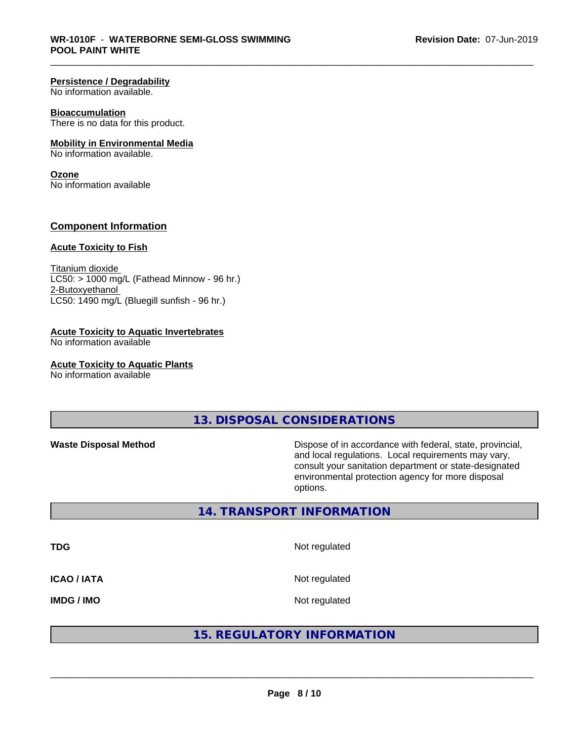**Persistence / Degradability**
No information available.

**Bioaccumulation**
There is no data for this product.

**Mobility in Environmental Media**
No information available.

**Ozone**
No information available

## Component Information

**Acute Toxicity to Fish**

Titanium dioxide
LC50: > 1000 mg/L (Fathead Minnow - 96 hr.)
2-Butoxyethanol
LC50: 1490 mg/L (Bluegill sunfish - 96 hr.)

**Acute Toxicity to Aquatic Invertebrates**
No information available

**Acute Toxicity to Aquatic Plants**
No information available

## 13. DISPOSAL CONSIDERATIONS

| | |
|---|---|
| **Waste Disposal Method** | Dispose of in accordance with federal, state, provincial, and local regulations. Local requirements may vary, consult your sanitation department or state-designated environmental protection agency for more disposal options. |

## 14. TRANSPORT INFORMATION

| | |
|---|---|
| **TDG** | Not regulated |
| **ICAO / IATA** | Not regulated |
| **IMDG / IMO** | Not regulated |

## 15. REGULATORY INFORMATION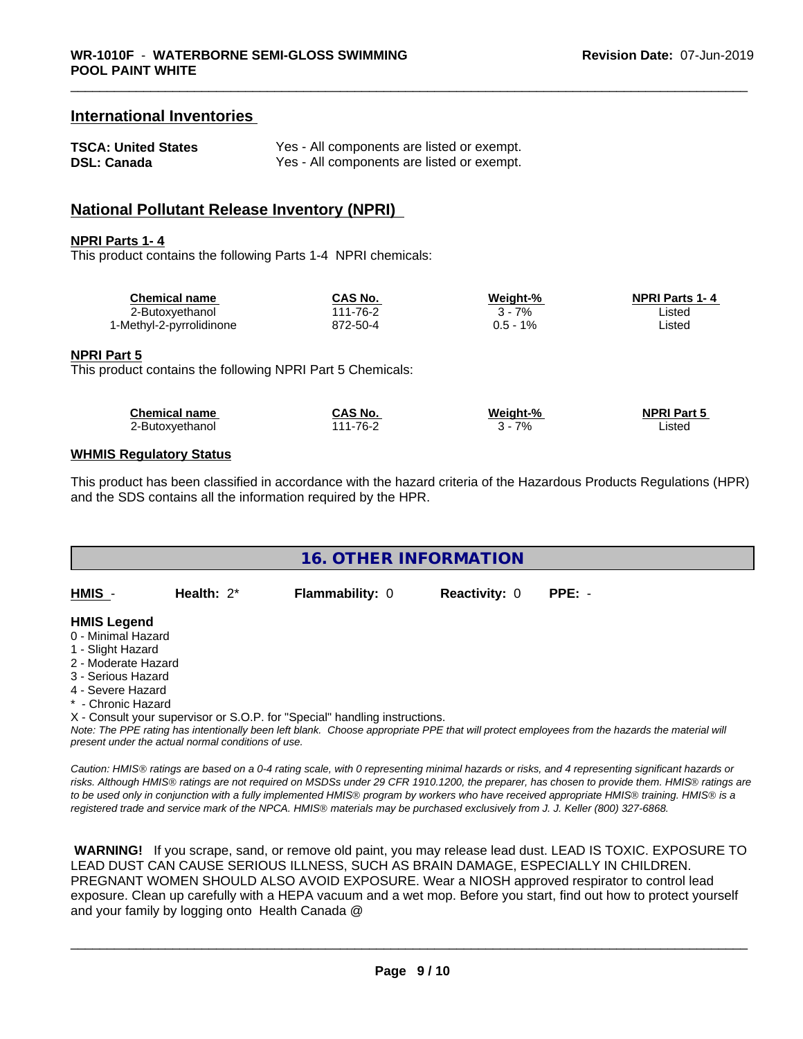## International Inventories

| | |
|---|---|
| **TSCA: United States** | Yes - All components are listed or exempt. |
| **DSL: Canada** | Yes - All components are listed or exempt. |

## National Pollutant Release Inventory (NPRI)

**NPRI Parts 1- 4**

This product contains the following Parts 1-4 NPRI chemicals:

| Chemical name | CAS No. | Weight-% | NPRI Parts 1- 4 |
|---|---|---|---|
| 2-Butoxyethanol | 111-76-2 | 3 - 7% | Listed |
| 1-Methyl-2-pyrrolidinone | 872-50-4 | 0.5 - 1% | Listed |

**NPRI Part 5**

This product contains the following NPRI Part 5 Chemicals:

| Chemical name | CAS No. | Weight-% | NPRI Part 5 |
|---|---|---|---|
| 2-Butoxyethanol | 111-76-2 | 3 - 7% | Listed |

**WHMIS Regulatory Status**

This product has been classified in accordance with the hazard criteria of the Hazardous Products Regulations (HPR) and the SDS contains all the information required by the HPR.

## 16. OTHER INFORMATION

**HMIS** - **Health:** 2* **Flammability:** 0 **Reactivity:** 0 **PPE:** -

**HMIS Legend**

0 - Minimal Hazard
1 - Slight Hazard
2 - Moderate Hazard
3 - Serious Hazard
4 - Severe Hazard
* - Chronic Hazard
X - Consult your supervisor or S.O.P. for "Special" handling instructions.

*Note: The PPE rating has intentionally been left blank. Choose appropriate PPE that will protect employees from the hazards the material will present under the actual normal conditions of use.*

*Caution: HMIS® ratings are based on a 0-4 rating scale, with 0 representing minimal hazards or risks, and 4 representing significant hazards or risks. Although HMIS® ratings are not required on MSDSs under 29 CFR 1910.1200, the preparer, has chosen to provide them. HMIS® ratings are to be used only in conjunction with a fully implemented HMIS® program by workers who have received appropriate HMIS® training. HMIS® is a registered trade and service mark of the NPCA. HMIS® materials may be purchased exclusively from J. J. Keller (800) 327-6868.*

**WARNING!** If you scrape, sand, or remove old paint, you may release lead dust. LEAD IS TOXIC. EXPOSURE TO LEAD DUST CAN CAUSE SERIOUS ILLNESS, SUCH AS BRAIN DAMAGE, ESPECIALLY IN CHILDREN. PREGNANT WOMEN SHOULD ALSO AVOID EXPOSURE. Wear a NIOSH approved respirator to control lead exposure. Clean up carefully with a HEPA vacuum and a wet mop. Before you start, find out how to protect yourself and your family by logging onto Health Canada @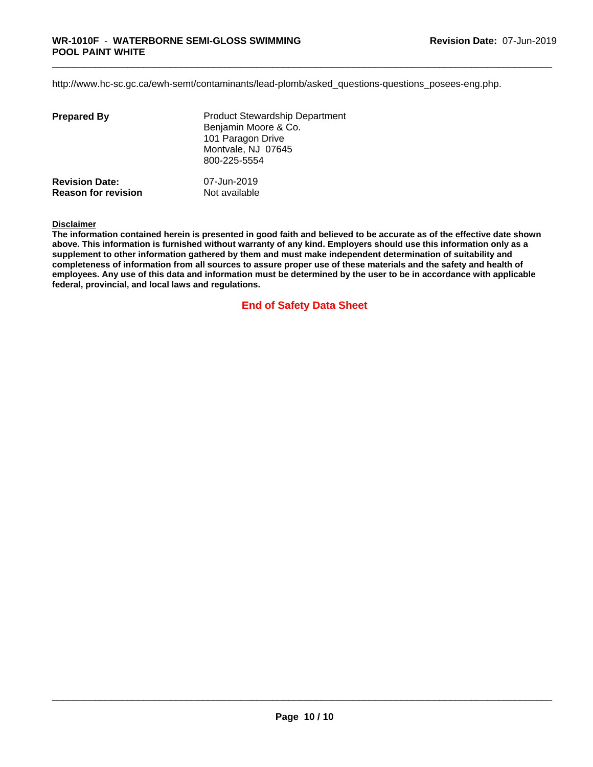http://www.hc-sc.gc.ca/ewh-semt/contaminants/lead-plomb/asked_questions-questions_posees-eng.php.

| | |
|---|---|
| **Prepared By** | Product Stewardship Department<br>Benjamin Moore & Co.<br>101 Paragon Drive<br>Montvale, NJ 07645<br>800-225-5554 |
| **Revision Date:** | 07-Jun-2019 |
| **Reason for revision** | Not available |

**Disclaimer**

**The information contained herein is presented in good faith and believed to be accurate as of the effective date shown above. This information is furnished without warranty of any kind. Employers should use this information only as a supplement to other information gathered by them and must make independent determination of suitability and completeness of information from all sources to assure proper use of these materials and the safety and health of employees. Any use of this data and information must be determined by the user to be in accordance with applicable federal, provincial, and local laws and regulations.**

**End of Safety Data Sheet**